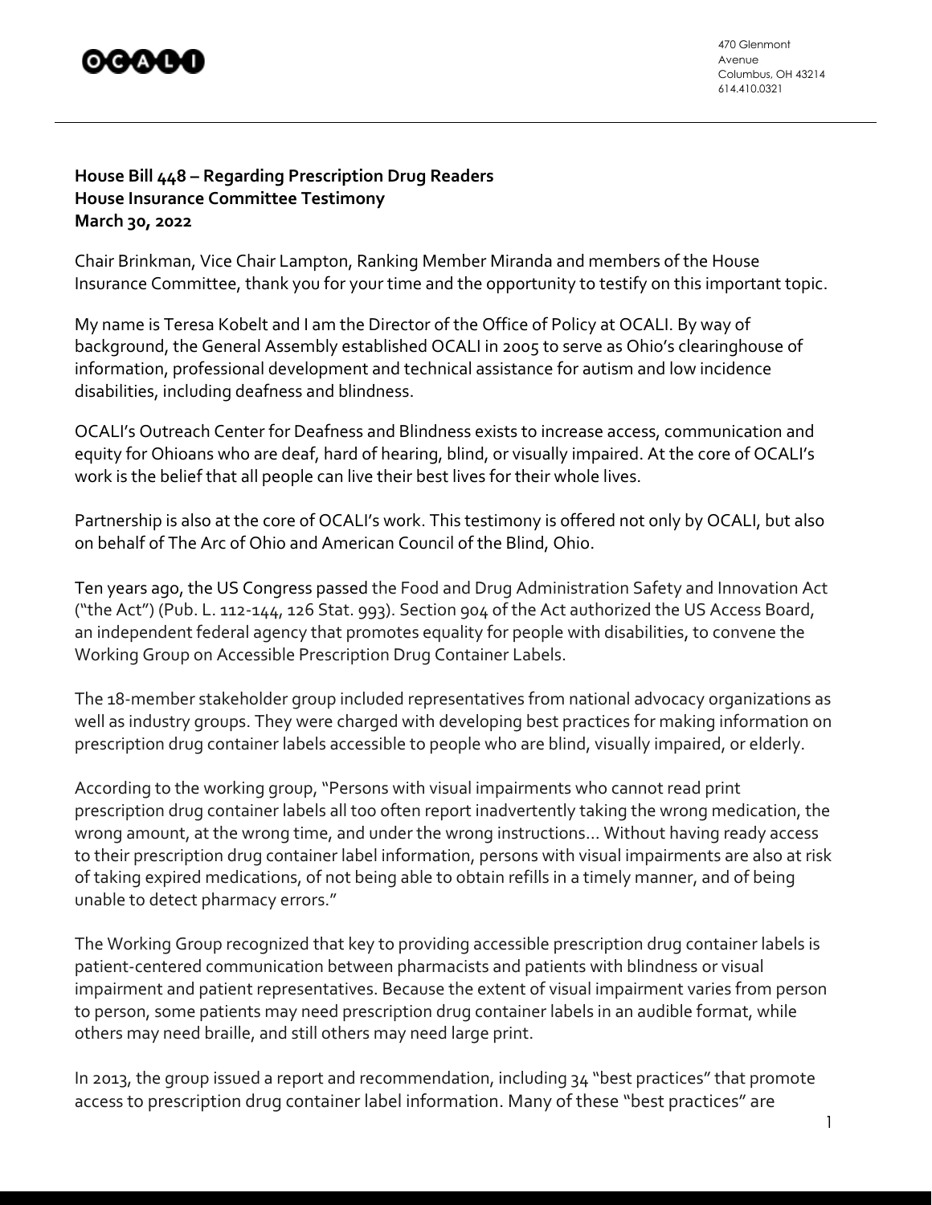OCALI

470 Glenmont Avenue
Columbus, OH 43214
614.410.0321

**House Bill 448 – Regarding Prescription Drug Readers**
**House Insurance Committee Testimony**
**March 30, 2022**

Chair Brinkman, Vice Chair Lampton, Ranking Member Miranda and members of the House Insurance Committee, thank you for your time and the opportunity to testify on this important topic.

My name is Teresa Kobelt and I am the Director of the Office of Policy at OCALI. By way of background, the General Assembly established OCALI in 2005 to serve as Ohio's clearinghouse of information, professional development and technical assistance for autism and low incidence disabilities, including deafness and blindness.

OCALI's Outreach Center for Deafness and Blindness exists to increase access, communication and equity for Ohioans who are deaf, hard of hearing, blind, or visually impaired. At the core of OCALI's work is the belief that all people can live their best lives for their whole lives.

Partnership is also at the core of OCALI's work. This testimony is offered not only by OCALI, but also on behalf of The Arc of Ohio and American Council of the Blind, Ohio.

Ten years ago, the US Congress passed the Food and Drug Administration Safety and Innovation Act ("the Act") (Pub. L. 112-144, 126 Stat. 993). Section 904 of the Act authorized the US Access Board, an independent federal agency that promotes equality for people with disabilities, to convene the Working Group on Accessible Prescription Drug Container Labels.

The 18-member stakeholder group included representatives from national advocacy organizations as well as industry groups. They were charged with developing best practices for making information on prescription drug container labels accessible to people who are blind, visually impaired, or elderly.

According to the working group, "Persons with visual impairments who cannot read print prescription drug container labels all too often report inadvertently taking the wrong medication, the wrong amount, at the wrong time, and under the wrong instructions… Without having ready access to their prescription drug container label information, persons with visual impairments are also at risk of taking expired medications, of not being able to obtain refills in a timely manner, and of being unable to detect pharmacy errors."

The Working Group recognized that key to providing accessible prescription drug container labels is patient-centered communication between pharmacists and patients with blindness or visual impairment and patient representatives. Because the extent of visual impairment varies from person to person, some patients may need prescription drug container labels in an audible format, while others may need braille, and still others may need large print.

In 2013, the group issued a report and recommendation, including 34 "best practices" that promote access to prescription drug container label information. Many of these "best practices" are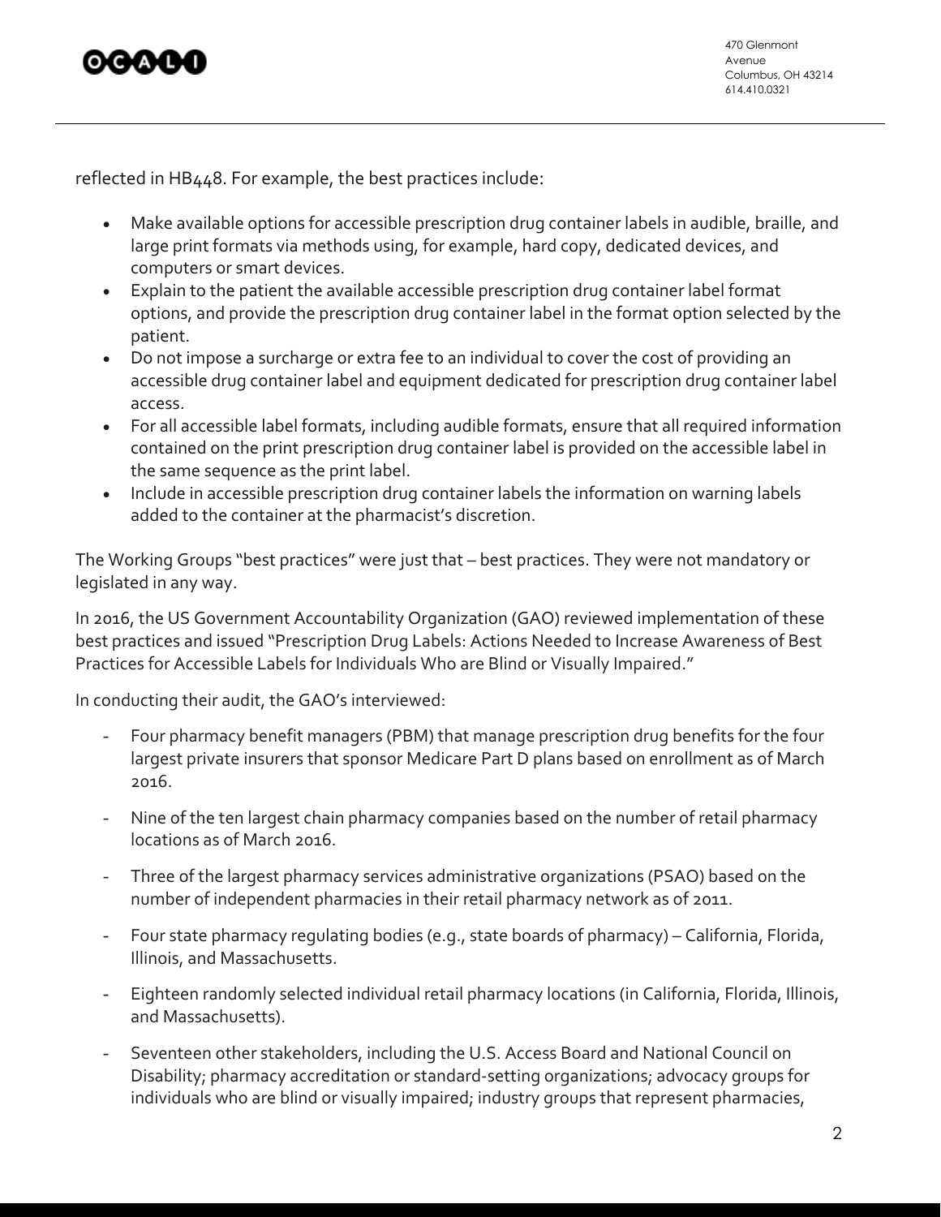reflected in HB448. For example, the best practices include:

- Make available options for accessible prescription drug container labels in audible, braille, and large print formats via methods using, for example, hard copy, dedicated devices, and computers or smart devices.
- Explain to the patient the available accessible prescription drug container label format options, and provide the prescription drug container label in the format option selected by the patient.
- Do not impose a surcharge or extra fee to an individual to cover the cost of providing an accessible drug container label and equipment dedicated for prescription drug container label access.
- For all accessible label formats, including audible formats, ensure that all required information contained on the print prescription drug container label is provided on the accessible label in the same sequence as the print label.
- Include in accessible prescription drug container labels the information on warning labels added to the container at the pharmacist's discretion.

The Working Groups "best practices" were just that – best practices. They were not mandatory or legislated in any way.

In 2016, the US Government Accountability Organization (GAO) reviewed implementation of these best practices and issued "Prescription Drug Labels: Actions Needed to Increase Awareness of Best Practices for Accessible Labels for Individuals Who are Blind or Visually Impaired."

In conducting their audit, the GAO's interviewed:

- Four pharmacy benefit managers (PBM) that manage prescription drug benefits for the four largest private insurers that sponsor Medicare Part D plans based on enrollment as of March 2016.
- Nine of the ten largest chain pharmacy companies based on the number of retail pharmacy locations as of March 2016.
- Three of the largest pharmacy services administrative organizations (PSAO) based on the number of independent pharmacies in their retail pharmacy network as of 2011.
- Four state pharmacy regulating bodies (e.g., state boards of pharmacy) – California, Florida, Illinois, and Massachusetts.
- Eighteen randomly selected individual retail pharmacy locations (in California, Florida, Illinois, and Massachusetts).
- Seventeen other stakeholders, including the U.S. Access Board and National Council on Disability; pharmacy accreditation or standard-setting organizations; advocacy groups for individuals who are blind or visually impaired; industry groups that represent pharmacies,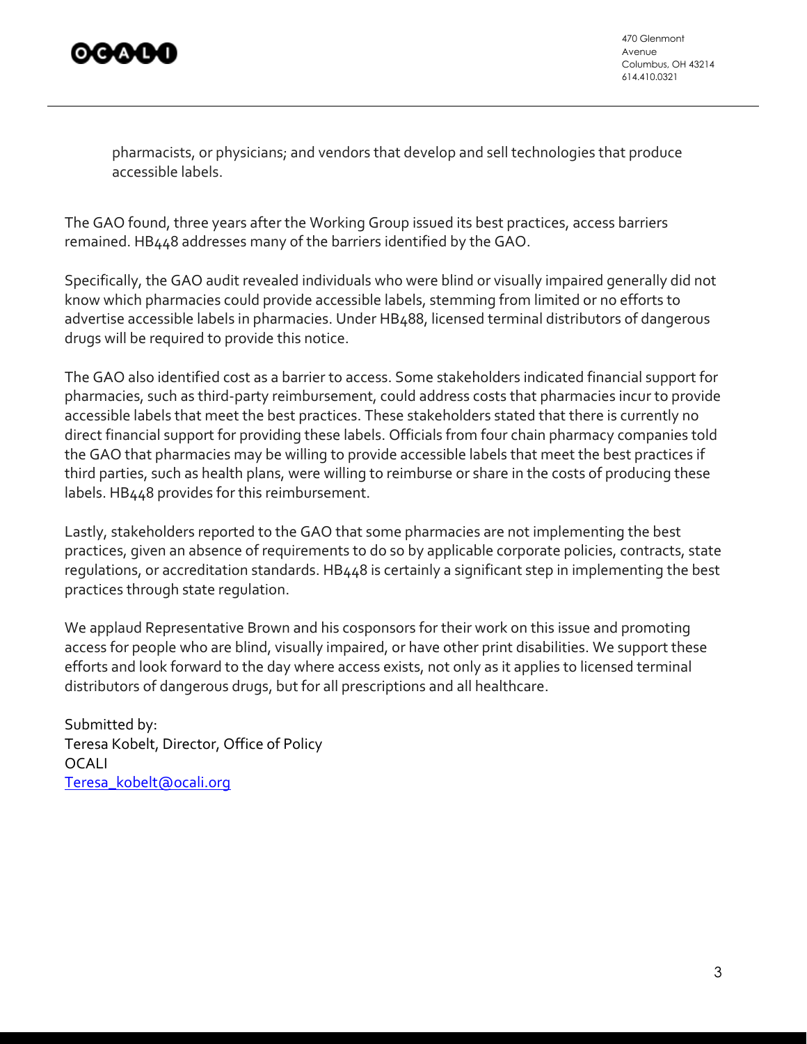pharmacists, or physicians; and vendors that develop and sell technologies that produce accessible labels.

The GAO found, three years after the Working Group issued its best practices, access barriers remained. HB448 addresses many of the barriers identified by the GAO.

Specifically, the GAO audit revealed individuals who were blind or visually impaired generally did not know which pharmacies could provide accessible labels, stemming from limited or no efforts to advertise accessible labels in pharmacies. Under HB488, licensed terminal distributors of dangerous drugs will be required to provide this notice.

The GAO also identified cost as a barrier to access. Some stakeholders indicated financial support for pharmacies, such as third-party reimbursement, could address costs that pharmacies incur to provide accessible labels that meet the best practices. These stakeholders stated that there is currently no direct financial support for providing these labels. Officials from four chain pharmacy companies told the GAO that pharmacies may be willing to provide accessible labels that meet the best practices if third parties, such as health plans, were willing to reimburse or share in the costs of producing these labels. HB448 provides for this reimbursement.

Lastly, stakeholders reported to the GAO that some pharmacies are not implementing the best practices, given an absence of requirements to do so by applicable corporate policies, contracts, state regulations, or accreditation standards. HB448 is certainly a significant step in implementing the best practices through state regulation.

We applaud Representative Brown and his cosponsors for their work on this issue and promoting access for people who are blind, visually impaired, or have other print disabilities. We support these efforts and look forward to the day where access exists, not only as it applies to licensed terminal distributors of dangerous drugs, but for all prescriptions and all healthcare.

Submitted by:
Teresa Kobelt, Director, Office of Policy
OCALI
Teresa_kobelt@ocali.org